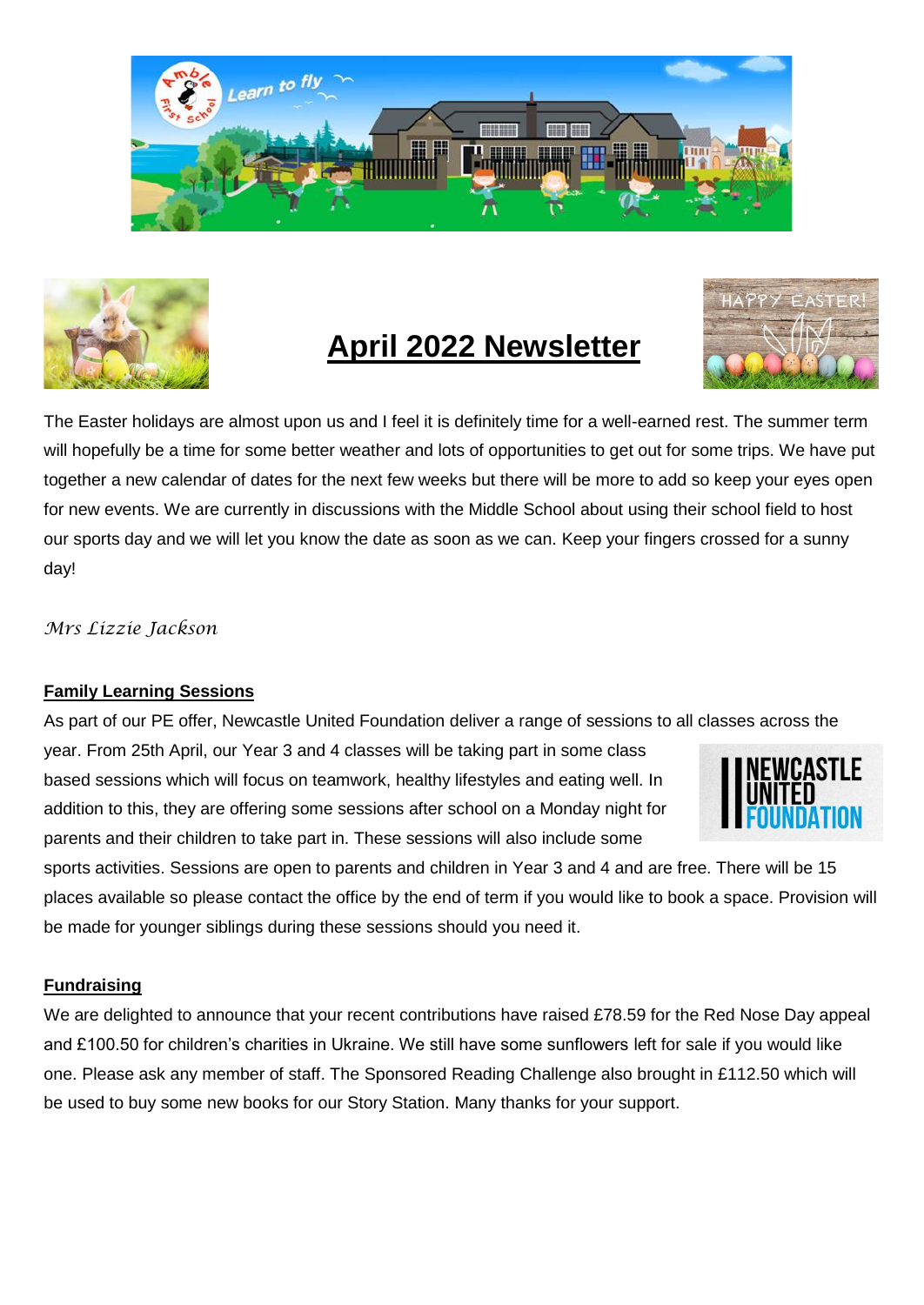# April 2022 Newsletter

The Easter holidays are almost upon us and I feel it is definitely time for a well-earned rest. The summer term will hopefully be a time for some better weather and lots of opportunities to get out for some trips. We have put together a new calendar of dates for the next few weeks but there will be more to add so keep your eyes open for new events. We are currently in discussions with the Middle School about using their school field to host our sports day and we will let you know the date as soon as we can. Keep your fingers crossed for a sunny day!

*Mrs Lizzie Jackson*

## Family Learning Sessions

As part of our PE offer, Newcastle United Foundation deliver a range of sessions to all classes across the year. From 25th April, our Year 3 and 4 classes will be taking part in some class based sessions which will focus on teamwork, healthy lifestyles and eating well. In addition to this, they are offering some sessions after school on a Monday night for parents and their children to take part in. These sessions will also include some sports activities. Sessions are open to parents and children in Year 3 and 4 and are free. There will be 15 places available so please contact the office by the end of term if you would like to book a space. Provision will be made for younger siblings during these sessions should you need it.

## Fundraising

We are delighted to announce that your recent contributions have raised £78.59 for the Red Nose Day appeal and £100.50 for children's charities in Ukraine. We still have some sunflowers left for sale if you would like one. Please ask any member of staff. The Sponsored Reading Challenge also brought in £112.50 which will be used to buy some new books for our Story Station. Many thanks for your support.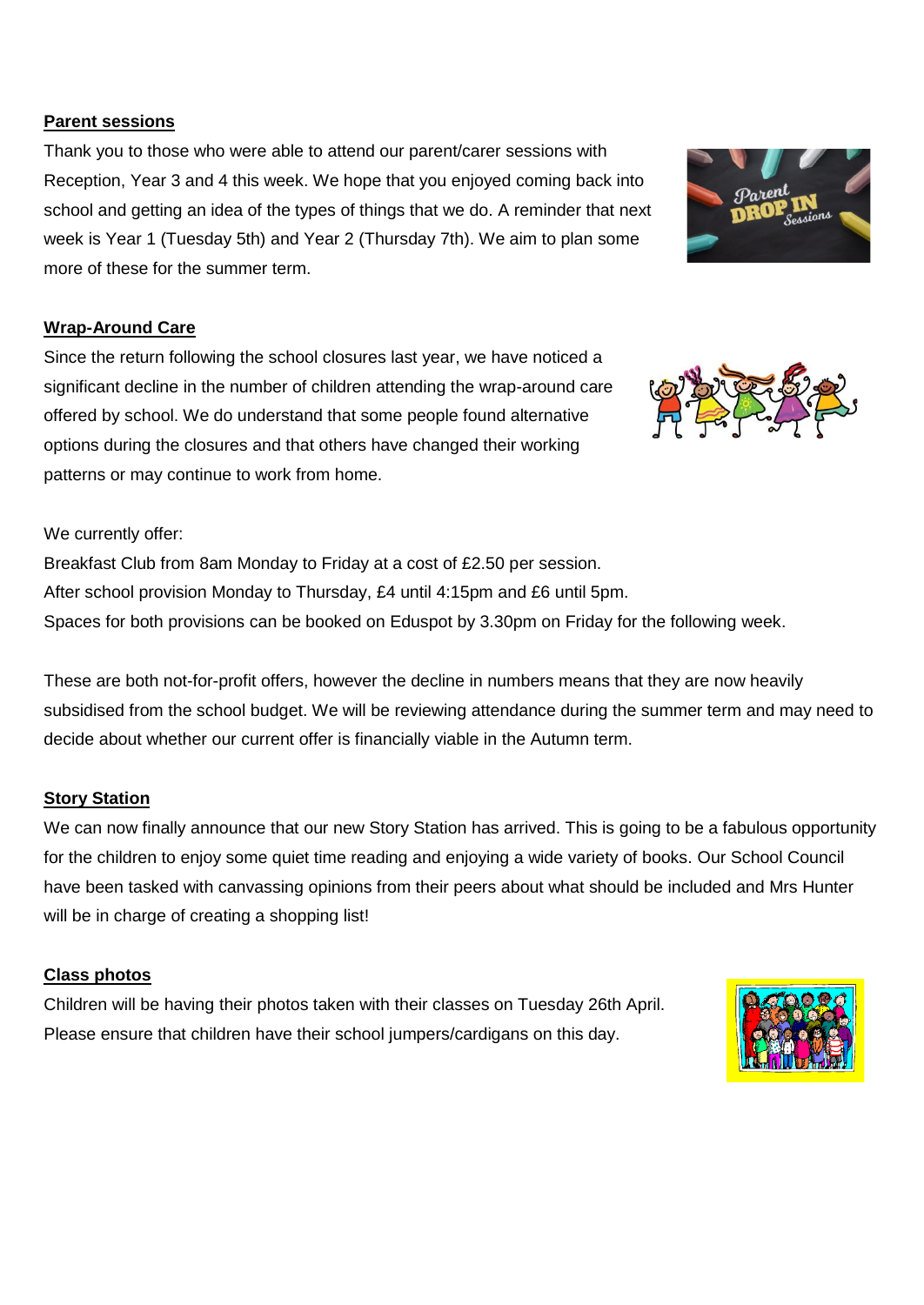## Parent sessions

Thank you to those who were able to attend our parent/carer sessions with Reception, Year 3 and 4 this week. We hope that you enjoyed coming back into school and getting an idea of the types of things that we do. A reminder that next week is Year 1 (Tuesday 5th) and Year 2 (Thursday 7th). We aim to plan some more of these for the summer term.

## Wrap-Around Care

Since the return following the school closures last year, we have noticed a significant decline in the number of children attending the wrap-around care offered by school. We do understand that some people found alternative options during the closures and that others have changed their working patterns or may continue to work from home.

We currently offer:

Breakfast Club from 8am Monday to Friday at a cost of £2.50 per session.
After school provision Monday to Thursday, £4 until 4:15pm and £6 until 5pm.
Spaces for both provisions can be booked on Eduspot by 3.30pm on Friday for the following week.

These are both not-for-profit offers, however the decline in numbers means that they are now heavily subsidised from the school budget. We will be reviewing attendance during the summer term and may need to decide about whether our current offer is financially viable in the Autumn term.

## Story Station

We can now finally announce that our new Story Station has arrived. This is going to be a fabulous opportunity for the children to enjoy some quiet time reading and enjoying a wide variety of books. Our School Council have been tasked with canvassing opinions from their peers about what should be included and Mrs Hunter will be in charge of creating a shopping list!

## Class photos

Children will be having their photos taken with their classes on Tuesday 26th April. Please ensure that children have their school jumpers/cardigans on this day.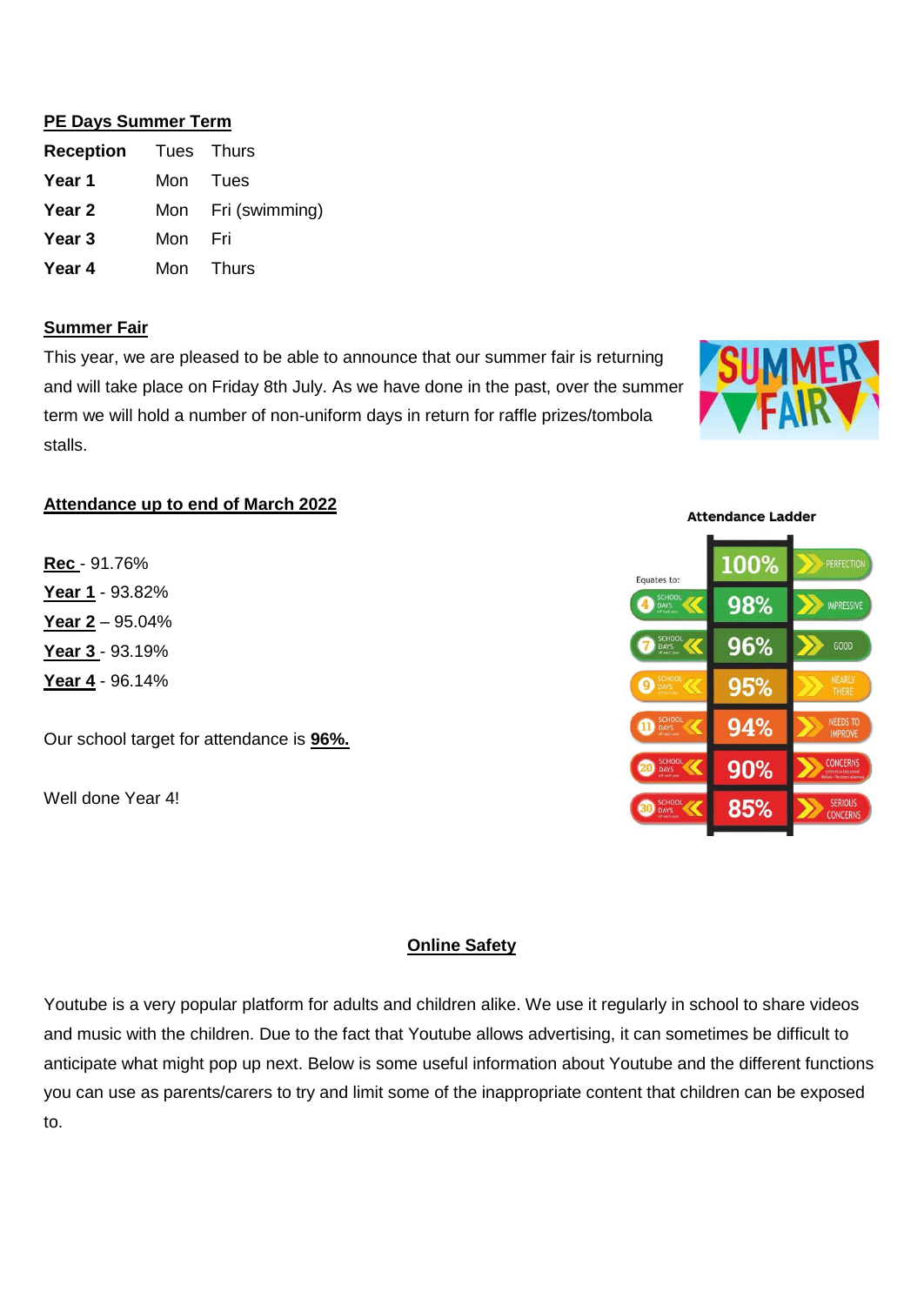## PE Days Summer Term

| | | |
|---|---|---|
| **Reception** | Tues | Thurs |
| **Year 1** | Mon | Tues |
| **Year 2** | Mon | Fri (swimming) |
| **Year 3** | Mon | Fri |
| **Year 4** | Mon | Thurs |

## Summer Fair

This year, we are pleased to be able to announce that our summer fair is returning and will take place on Friday 8th July. As we have done in the past, over the summer term we will hold a number of non-uniform days in return for raffle prizes/tombola stalls.

## Attendance up to end of March 2022

**Rec** - 91.76%
**Year 1** - 93.82%
**Year 2** – 95.04%
**Year 3** - 93.19%
**Year 4** - 96.14%

Our school target for attendance is **96%.**

Well done Year 4!

**Attendance Ladder**

Equates to:

| School days off | Attendance | Rating |
|---|---|---|
| | 100% | PERFECTION |
| 4 | 98% | IMPRESSIVE |
| 7 | 96% | GOOD |
| 9 | 95% | NEARLY THERE |
| 11 | 94% | NEEDS TO IMPROVE |
| 20 | 90% | CONCERNS |
| 30 | 85% | SERIOUS CONCERNS |

## Online Safety

Youtube is a very popular platform for adults and children alike. We use it regularly in school to share videos and music with the children. Due to the fact that Youtube allows advertising, it can sometimes be difficult to anticipate what might pop up next. Below is some useful information about Youtube and the different functions you can use as parents/carers to try and limit some of the inappropriate content that children can be exposed to.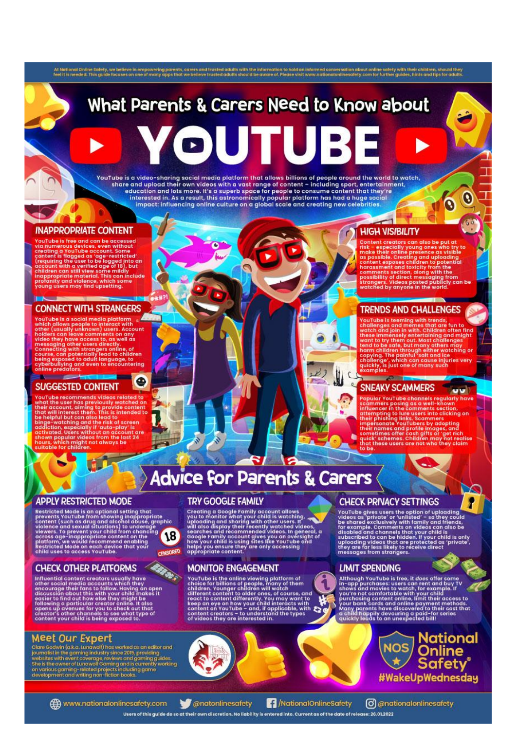At National Online Safety, we believe in empowering parents, carers and trusted adults with the information to hold an informed conversation about online safety with their children, should they feel it is needed. This guide focuses on one of many apps that we believe trusted adults should be aware of. Please visit www.nationalonlinesafety.com for further guides, hints and tips for adults.

# What Parents & Carers Need to Know about YOUTUBE

YouTube is a video-sharing social media platform that allows billions of people around the world to watch, share and upload their own videos with a vast range of content – including sport, entertainment, education and lots more. It's a superb space for people to consume content that they're interested in. As a result, this astronomically popular platform has had a huge social impact: influencing online culture on a global scale and creating new celebrities.

## INAPPROPRIATE CONTENT

YouTube is free and can be accessed via numerous devices, even without creating a YouTube account. Some content is flagged as 'age-restricted' (requiring the user to be logged into an account with a verified age of 18), but children can still view some mildly inappropriate material. This can include profanity and violence, which some young users may find upsetting.

## CONNECT WITH STRANGERS

YouTube is a social media platform which allows people to interact with other (usually unknown) users. Account holders can leave comments on any video they have access to, as well as messaging other users directly. Connecting with strangers online, of course, can potentially lead to children being exposed to adult language, to cyberbullying and even to encountering online predators.

## SUGGESTED CONTENT

YouTube recommends videos related to what the user has previously watched on their account, aiming to provide content that will interest them. This is intended to be helpful but can also lead to binge-watching and the risk of screen addiction, especially if 'auto-play' is activated. Users without an account are shown popular videos from the last 24 hours, which might not always be suitable for children.

## HIGH VISIBILITY

Content creators can also be put at risk – especially young ones who try to make their online presence as visible as possible. Creating and uploading content exposes children to potential harassment and toxicity from the comments section, along with the possibility of direct messaging from strangers. Videos posted publicly can be watched by anyone in the world.

## TRENDS AND CHALLENGES

YouTube is teeming with trends, challenges and memes that are fun to watch and join in with. Children often find these immensely entertaining and might want to try them out. Most challenges tend to be safe, but many others may harm children through either watching or copying. The painful 'salt and ice challenge', which can cause injuries very quickly, is just one of many such examples.

## SNEAKY SCAMMERS

Popular YouTube channels regularly have scammers posing as a well-known influencer in the comments section, attempting to lure users into clicking on their phishing links. Scammers impersonate YouTubers by adopting their names and profile images, and sometimes offer cash gifts or 'get rich quick' schemes. Children may not realise that these users are not who they claim to be.

# Advice for Parents & Carers

## APPLY RESTRICTED MODE

Restricted Mode is an optional setting that prevents YouTube from showing inappropriate content (such as drug and alcohol abuse, graphic violence and sexual situations) to underage viewers. To prevent your child from chancing across age-inappropriate content on the platform, we would recommend enabling Restricted Mode on each device that your child uses to access YouTube.

## TRY GOOGLE FAMILY

Creating a Google Family account allows you to monitor what your child is watching, uploading and sharing with other users. It will also display their recently watched videos, searches and recommended videos. In general, a Google Family account gives you an oversight of how your child is using sites like YouTube and helps you ensure they are only accessing appropriate content.

## CHECK PRIVACY SETTINGS

YouTube gives users the option of uploading videos as 'private' or 'unlisted' – so they could be shared exclusively with family and friends, for example. Comments on videos can also be disabled and channels that your child is subscribed to can be hidden. If your child is only uploading videos that are protected as 'private', they are far less likely to receive direct messages from strangers.

## CHECK OTHER PLATFORMS

Influential content creators usually have other social media accounts which they encourage their fans to follow. Having an open discussion about this with your child makes it easier to find out how else they might be following a particular creator online. It also opens up avenues for you to check out that creator's other channels to see what type of content your child is being exposed to.

## MONITOR ENGAGEMENT

YouTube is the online viewing platform of choice for billions of people, many of them children. Younger children will watch different content to older ones, of course, and react to content differently. You may want to keep an eye on how your child interacts with content on YouTube – and, if applicable, with content creators – to understand the types of videos they are interested in.

## LIMIT SPENDING

Although YouTube is free, it *does* offer some in-app purchases: users can rent and buy TV shows and movies to watch, for example. If you're not comfortable with your child purchasing content online, limit their access to your bank cards and online payment methods. Many parents have discovered to their cost that a child happily devouring a paid-for series quickly leads to an unexpected bill!

## Meet Our Expert

Clare Godwin (a.k.a. Lunawolf) has worked as an editor and journalist in the gaming industry since 2015, providing websites with event coverage, reviews and gaming guides. She is the owner of Lunawolf Gaming and is currently working on various gaming-related projects including game development and writing non-fiction books.

National Online Safety® #WakeUpWednesday

www.nationalonlinesafety.com | @natonlinesafety | /NationalOnlineSafety | @nationalonlinesafety

Users of this guide do so at their own discretion. No liability is entered into. Current as of the date of release: 26.01.2022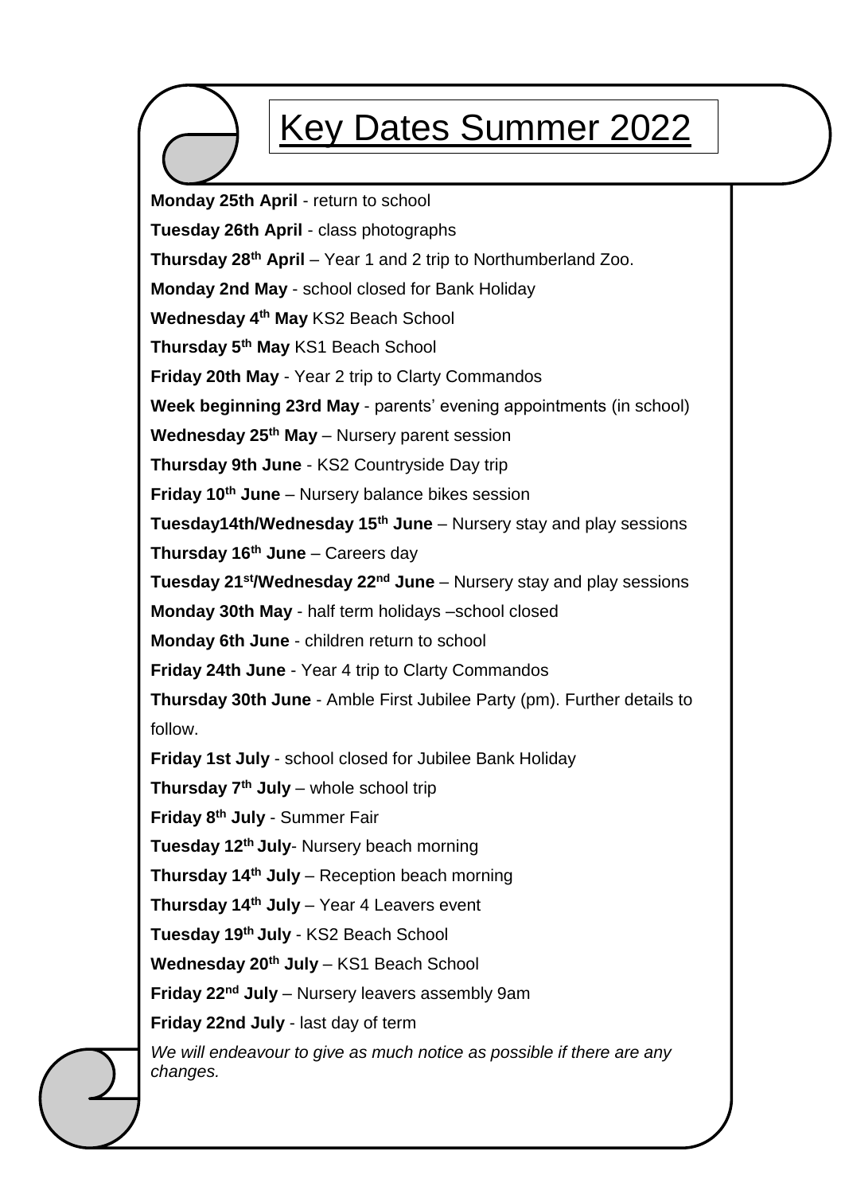# Key Dates Summer 2022

**Monday 25th April** - return to school

**Tuesday 26th April** - class photographs

**Thursday 28th April** – Year 1 and 2 trip to Northumberland Zoo.

**Monday 2nd May** - school closed for Bank Holiday

**Wednesday 4th May** KS2 Beach School

**Thursday 5th May** KS1 Beach School

**Friday 20th May** - Year 2 trip to Clarty Commandos

**Week beginning 23rd May** - parents' evening appointments (in school)

**Wednesday 25th May** – Nursery parent session

**Thursday 9th June** - KS2 Countryside Day trip

**Friday 10th June** – Nursery balance bikes session

**Tuesday14th/Wednesday 15th June** – Nursery stay and play sessions

**Thursday 16th June** – Careers day

**Tuesday 21st/Wednesday 22nd June** – Nursery stay and play sessions

**Monday 30th May** - half term holidays –school closed

**Monday 6th June** - children return to school

**Friday 24th June** - Year 4 trip to Clarty Commandos

**Thursday 30th June** - Amble First Jubilee Party (pm). Further details to follow.

**Friday 1st July** - school closed for Jubilee Bank Holiday

**Thursday 7th July** – whole school trip

**Friday 8th July** - Summer Fair

**Tuesday 12th July**- Nursery beach morning

**Thursday 14th July** – Reception beach morning

**Thursday 14th July** – Year 4 Leavers event

**Tuesday 19th July** - KS2 Beach School

**Wednesday 20th July** – KS1 Beach School

**Friday 22nd July** – Nursery leavers assembly 9am

**Friday 22nd July** - last day of term

*We will endeavour to give as much notice as possible if there are any changes.*